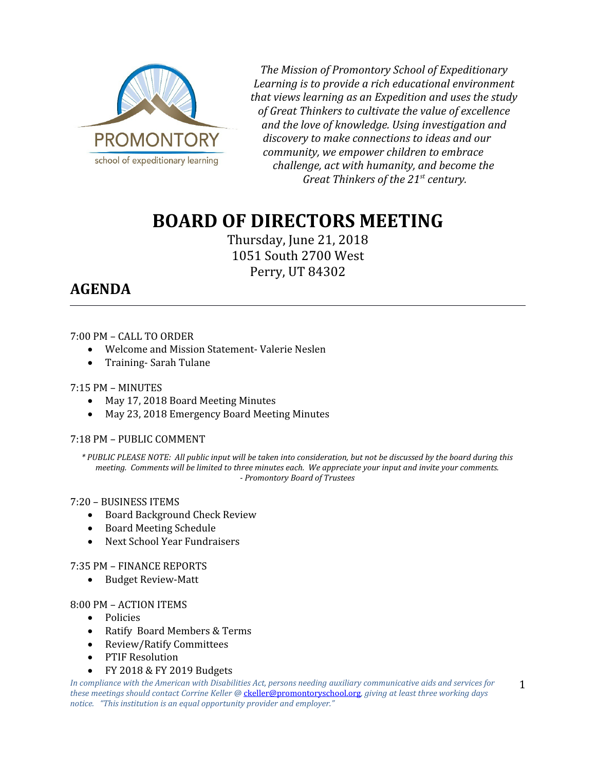PROMONTORY
school of expeditionary learning

*The Mission of Promontory School of Expeditionary Learning is to provide a rich educational environment that views learning as an Expedition and uses the study of Great Thinkers to cultivate the value of excellence and the love of knowledge. Using investigation and discovery to make connections to ideas and our community, we empower children to embrace challenge, act with humanity, and become the Great Thinkers of the 21st century.*

# BOARD OF DIRECTORS MEETING

Thursday, June 21, 2018
1051 South 2700 West
Perry, UT 84302

## AGENDA

---

7:00 PM – CALL TO ORDER

- Welcome and Mission Statement- Valerie Neslen
- Training- Sarah Tulane

7:15 PM – MINUTES

- May 17, 2018 Board Meeting Minutes
- May 23, 2018 Emergency Board Meeting Minutes

7:18 PM – PUBLIC COMMENT

*\* PUBLIC PLEASE NOTE: All public input will be taken into consideration, but not be discussed by the board during this meeting. Comments will be limited to three minutes each. We appreciate your input and invite your comments. - Promontory Board of Trustees*

7:20 – BUSINESS ITEMS

- Board Background Check Review
- Board Meeting Schedule
- Next School Year Fundraisers

7:35 PM – FINANCE REPORTS

- Budget Review-Matt

8:00 PM – ACTION ITEMS

- Policies
- Ratify Board Members & Terms
- Review/Ratify Committees
- PTIF Resolution
- FY 2018 & FY 2019 Budgets

*In compliance with the American with Disabilities Act, persons needing auxiliary communicative aids and services for these meetings should contact Corrine Keller @ ckeller@promontoryschool.org, giving at least three working days notice. "This institution is an equal opportunity provider and employer."*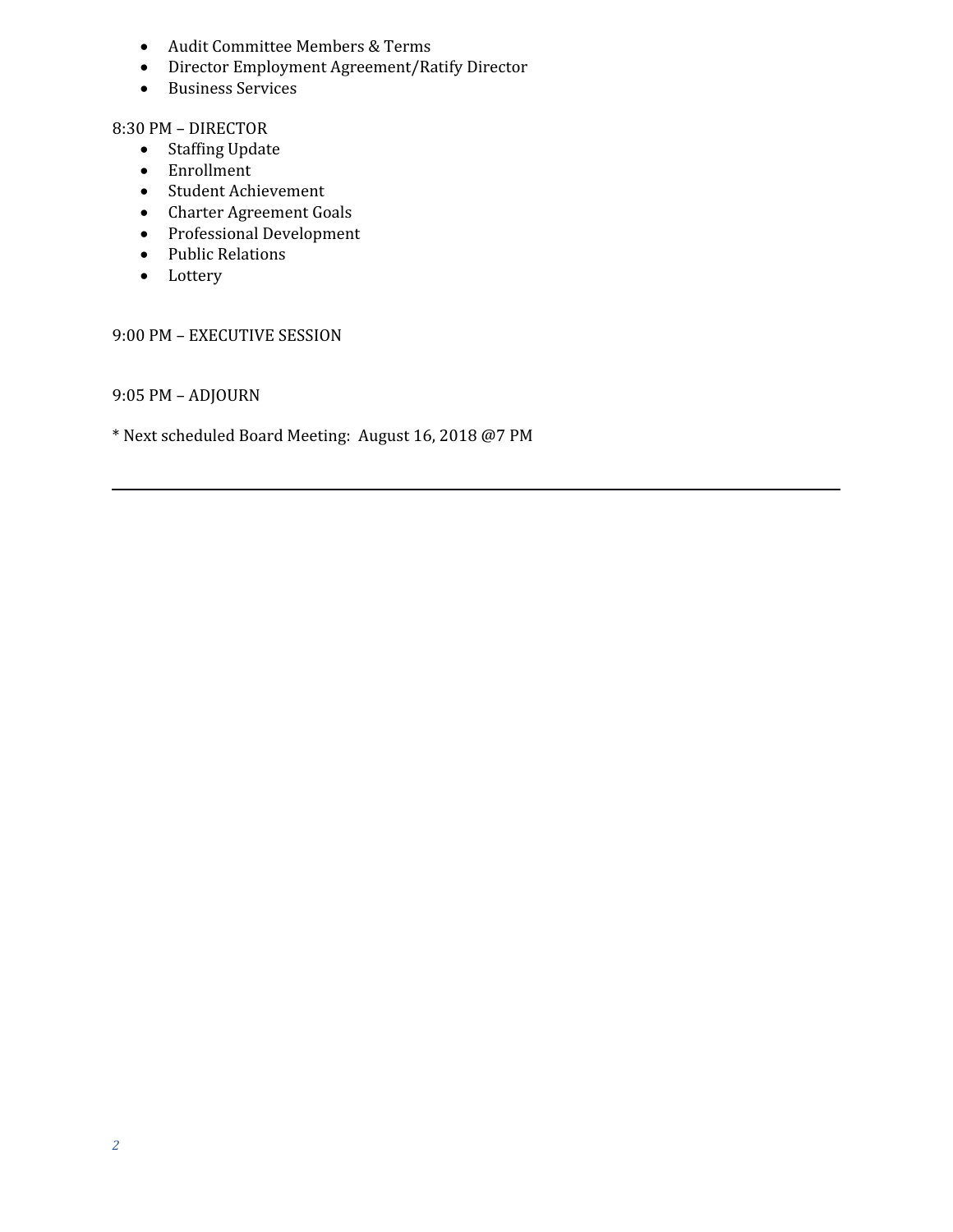- Audit Committee Members & Terms
- Director Employment Agreement/Ratify Director
- Business Services

8:30 PM – DIRECTOR

- Staffing Update
- Enrollment
- Student Achievement
- Charter Agreement Goals
- Professional Development
- Public Relations
- Lottery

9:00 PM – EXECUTIVE SESSION

9:05 PM – ADJOURN

* Next scheduled Board Meeting: August 16, 2018 @7 PM

---